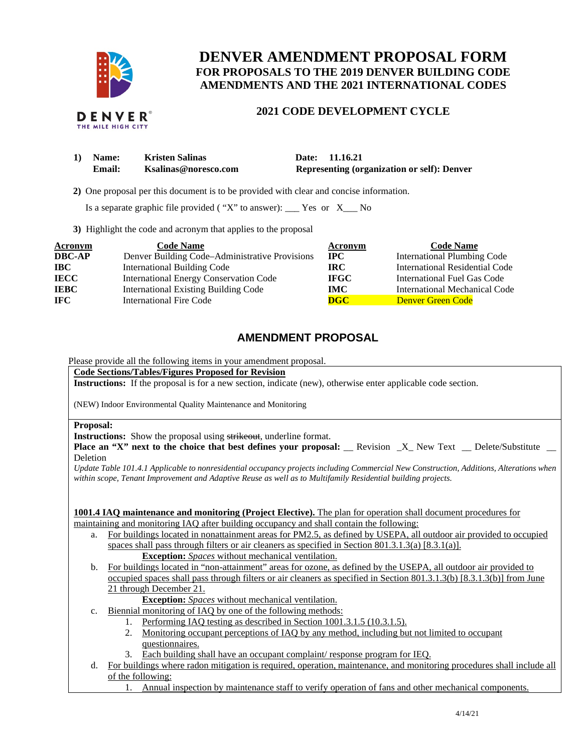# DENVER AMENDMENT PROPOSAL FORM
## FOR PROPOSALS TO THE 2019 DENVER BUILDING CODE AMENDMENTS AND THE 2021 INTERNATIONAL CODES

### 2021 CODE DEVELOPMENT CYCLE

**1) Name:** **Kristen Salinas** **Date: 11.16.21**
**Email:** **Ksalinas@noresco.com** **Representing (organization or self): Denver**

**2)** One proposal per this document is to be provided with clear and concise information.

Is a separate graphic file provided ( "X" to answer): ___ Yes or X___ No

**3)** Highlight the code and acronym that applies to the proposal

| Acronym | Code Name | Acronym | Code Name |
|---|---|---|---|
| **DBC-AP** | Denver Building Code–Administrative Provisions | **IPC** | International Plumbing Code |
| **IBC** | International Building Code | **IRC** | International Residential Code |
| **IECC** | International Energy Conservation Code | **IFGC** | International Fuel Gas Code |
| **IEBC** | International Existing Building Code | **IMC** | International Mechanical Code |
| **IFC** | International Fire Code | **DGC** | Denver Green Code |

## AMENDMENT PROPOSAL

Please provide all the following items in your amendment proposal.

**Code Sections/Tables/Figures Proposed for Revision**
**Instructions:** If the proposal is for a new section, indicate (new), otherwise enter applicable code section.

(NEW) Indoor Environmental Quality Maintenance and Monitoring

**Proposal:**
**Instructions:** Show the proposal using ~~strikeout~~, underline format.
**Place an "X" next to the choice that best defines your proposal:** __ Revision _X_ New Text __ Delete/Substitute __ Deletion

*Update Table 101.4.1 Applicable to nonresidential occupancy projects including Commercial New Construction, Additions, Alterations when within scope, Tenant Improvement and Adaptive Reuse as well as to Multifamily Residential building projects.*

**1001.4 IAQ maintenance and monitoring (Project Elective).** The plan for operation shall document procedures for maintaining and monitoring IAQ after building occupancy and shall contain the following:

a. For buildings located in nonattainment areas for PM2.5, as defined by USEPA, all outdoor air provided to occupied spaces shall pass through filters or air cleaners as specified in Section 801.3.1.3(a) [8.3.1(a)].
   **Exception:** *Spaces* without mechanical ventilation.

b. For buildings located in "non-attainment" areas for ozone, as defined by the USEPA, all outdoor air provided to occupied spaces shall pass through filters or air cleaners as specified in Section 801.3.1.3(b) [8.3.1.3(b)] from June 21 through December 21.
   **Exception:** *Spaces* without mechanical ventilation.

c. Biennial monitoring of IAQ by one of the following methods:
   1. Performing IAQ testing as described in Section 1001.3.1.5 (10.3.1.5).
   2. Monitoring occupant perceptions of IAQ by any method, including but not limited to occupant questionnaires.
   3. Each building shall have an occupant complaint/ response program for IEQ.

d. For buildings where radon mitigation is required, operation, maintenance, and monitoring procedures shall include all of the following:
   1. Annual inspection by maintenance staff to verify operation of fans and other mechanical components.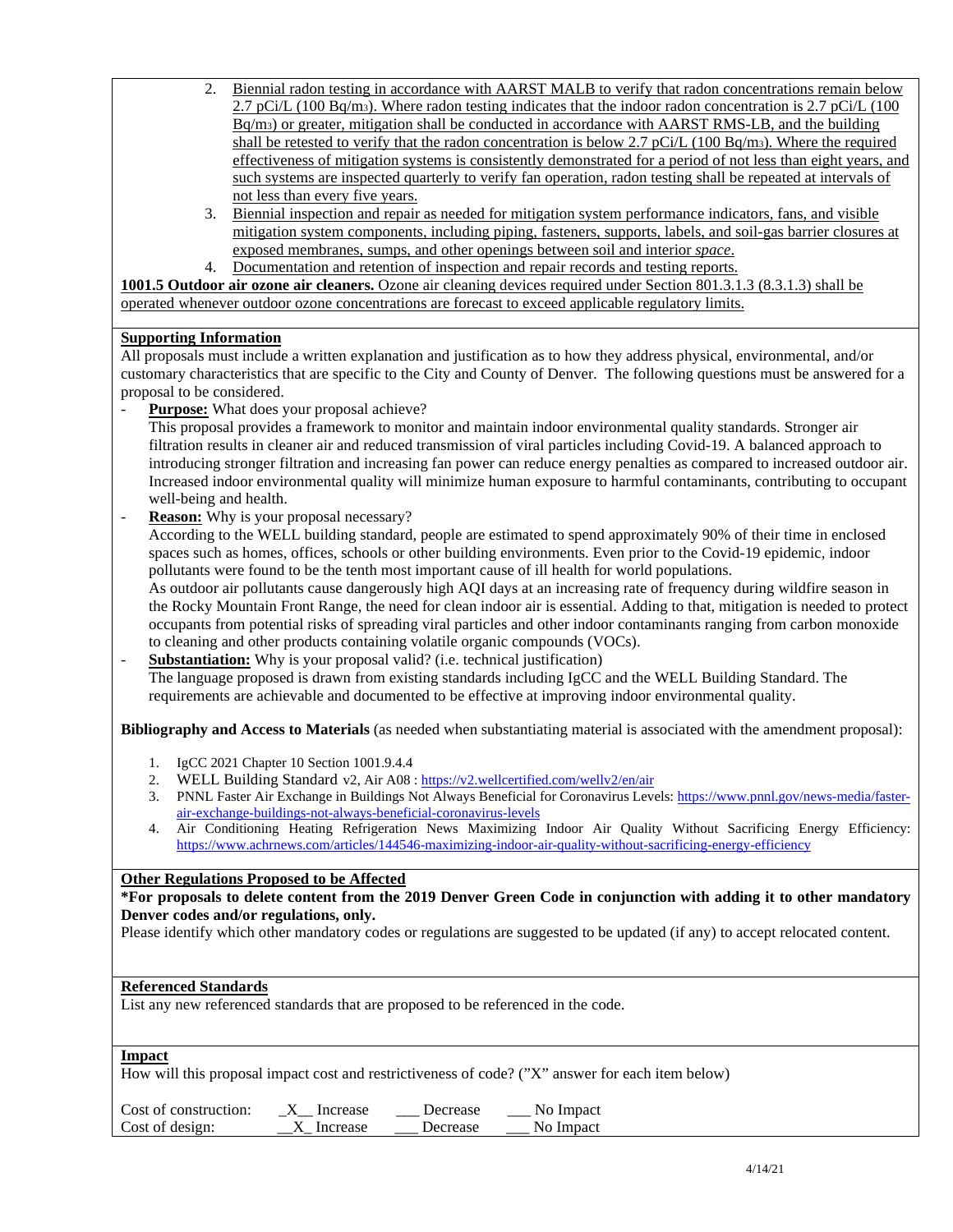2. Biennial radon testing in accordance with AARST MALB to verify that radon concentrations remain below 2.7 pCi/L (100 Bq/$m^3$). Where radon testing indicates that the indoor radon concentration is 2.7 pCi/L (100 Bq/$m^3$) or greater, mitigation shall be conducted in accordance with AARST RMS-LB, and the building shall be retested to verify that the radon concentration is below 2.7 pCi/L (100 Bq/$m^3$). Where the required effectiveness of mitigation systems is consistently demonstrated for a period of not less than eight years, and such systems are inspected quarterly to verify fan operation, radon testing shall be repeated at intervals of not less than every five years.
3. Biennial inspection and repair as needed for mitigation system performance indicators, fans, and visible mitigation system components, including piping, fasteners, supports, labels, and soil-gas barrier closures at exposed membranes, sumps, and other openings between soil and interior *space*.
4. Documentation and retention of inspection and repair records and testing reports.

**1001.5 Outdoor air ozone air cleaners.** Ozone air cleaning devices required under Section 801.3.1.3 (8.3.1.3) shall be operated whenever outdoor ozone concentrations are forecast to exceed applicable regulatory limits.

**Supporting Information**

All proposals must include a written explanation and justification as to how they address physical, environmental, and/or customary characteristics that are specific to the City and County of Denver. The following questions must be answered for a proposal to be considered.

- **Purpose:** What does your proposal achieve?
  This proposal provides a framework to monitor and maintain indoor environmental quality standards. Stronger air filtration results in cleaner air and reduced transmission of viral particles including Covid-19. A balanced approach to introducing stronger filtration and increasing fan power can reduce energy penalties as compared to increased outdoor air. Increased indoor environmental quality will minimize human exposure to harmful contaminants, contributing to occupant well-being and health.
- **Reason:** Why is your proposal necessary?
  According to the WELL building standard, people are estimated to spend approximately 90% of their time in enclosed spaces such as homes, offices, schools or other building environments. Even prior to the Covid-19 epidemic, indoor pollutants were found to be the tenth most important cause of ill health for world populations.
  As outdoor air pollutants cause dangerously high AQI days at an increasing rate of frequency during wildfire season in the Rocky Mountain Front Range, the need for clean indoor air is essential. Adding to that, mitigation is needed to protect occupants from potential risks of spreading viral particles and other indoor contaminants ranging from carbon monoxide to cleaning and other products containing volatile organic compounds (VOCs).
- **Substantiation:** Why is your proposal valid? (i.e. technical justification)
  The language proposed is drawn from existing standards including IgCC and the WELL Building Standard. The requirements are achievable and documented to be effective at improving indoor environmental quality.

**Bibliography and Access to Materials** (as needed when substantiating material is associated with the amendment proposal):

1. IgCC 2021 Chapter 10 Section 1001.9.4.4
2. WELL Building Standard v2, Air A08 : https://v2.wellcertified.com/wellv2/en/air
3. PNNL Faster Air Exchange in Buildings Not Always Beneficial for Coronavirus Levels: https://www.pnnl.gov/news-media/faster-air-exchange-buildings-not-always-beneficial-coronavirus-levels
4. Air Conditioning Heating Refrigeration News Maximizing Indoor Air Quality Without Sacrificing Energy Efficiency: https://www.achrnews.com/articles/144546-maximizing-indoor-air-quality-without-sacrificing-energy-efficiency

**Other Regulations Proposed to be Affected**

**\*For proposals to delete content from the 2019 Denver Green Code in conjunction with adding it to other mandatory Denver codes and/or regulations, only.**

Please identify which other mandatory codes or regulations are suggested to be updated (if any) to accept relocated content.

**Referenced Standards**

List any new referenced standards that are proposed to be referenced in the code.

**Impact**

How will this proposal impact cost and restrictiveness of code? ("X" answer for each item below)

Cost of construction: _X__ Increase ___ Decrease ___ No Impact
Cost of design: __X_ Increase ___ Decrease ___ No Impact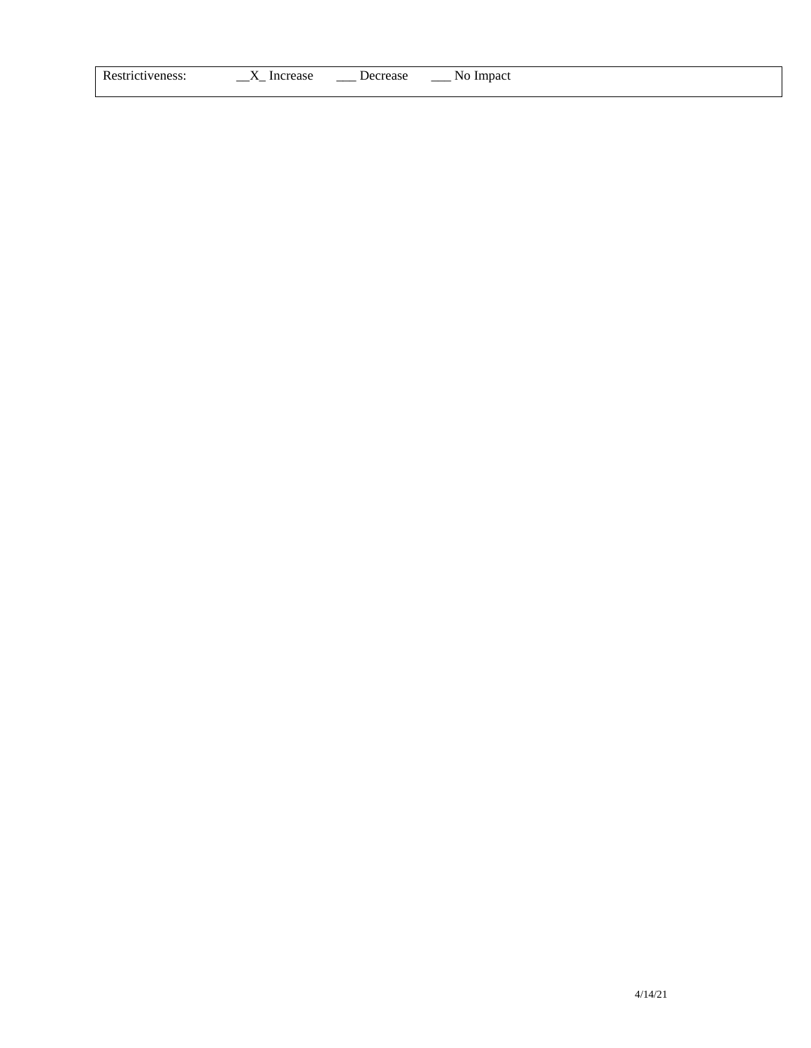| | | | |
|---|---|---|---|
| Restrictiveness: | __X_ Increase | ___ Decrease | ___ No Impact |

4/14/21